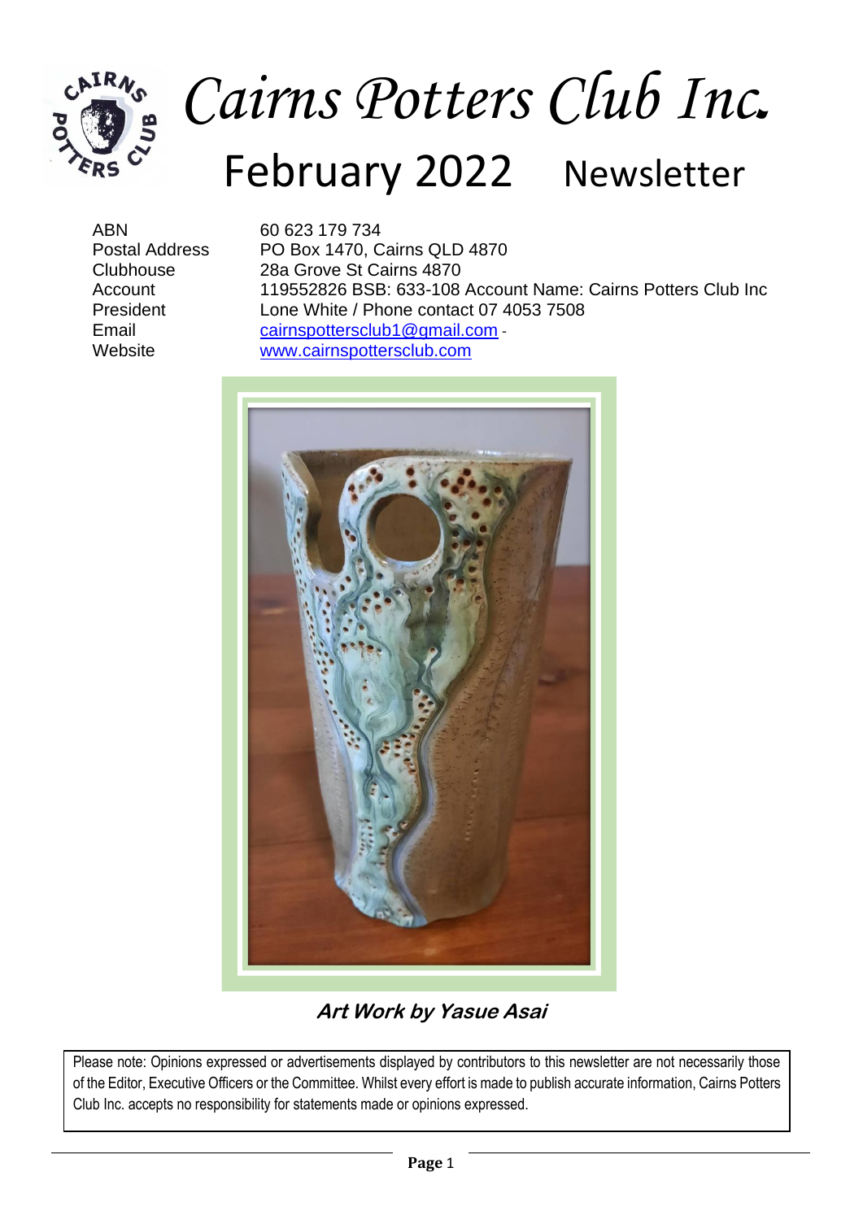# Cairns Potters Club Inc.

## February 2022 Newsletter

| | |
|---|---|
| ABN | 60 623 179 734 |
| Postal Address | PO Box 1470, Cairns QLD 4870 |
| Clubhouse | 28a Grove St Cairns 4870 |
| Account | 119552826 BSB: 633-108 Account Name: Cairns Potters Club Inc |
| President | Lone White / Phone contact 07 4053 7508 |
| Email | cairnspottersclub1@gmail.com - |
| Website | www.cairnspottersclub.com |

***Art Work by Yasue Asai***

Please note: Opinions expressed or advertisements displayed by contributors to this newsletter are not necessarily those of the Editor, Executive Officers or the Committee. Whilst every effort is made to publish accurate information, Cairns Potters Club Inc. accepts no responsibility for statements made or opinions expressed.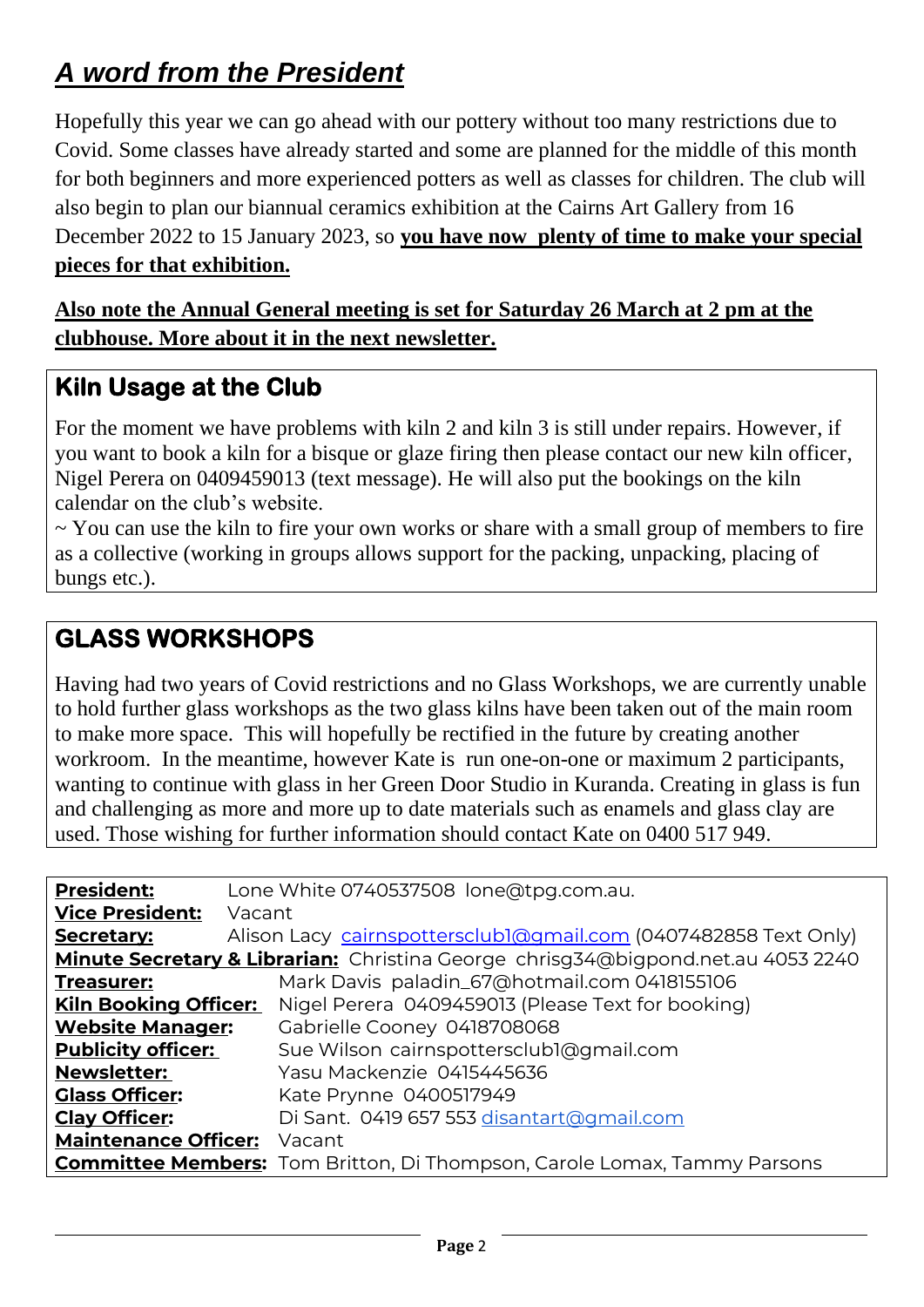## *A word from the President*

Hopefully this year we can go ahead with our pottery without too many restrictions due to Covid. Some classes have already started and some are planned for the middle of this month for both beginners and more experienced potters as well as classes for children. The club will also begin to plan our biannual ceramics exhibition at the Cairns Art Gallery from 16 December 2022 to 15 January 2023, so **you have now plenty of time to make your special pieces for that exhibition.**

**Also note the Annual General meeting is set for Saturday 26 March at 2 pm at the clubhouse. More about it in the next newsletter.**

## Kiln Usage at the Club

For the moment we have problems with kiln 2 and kiln 3 is still under repairs. However, if you want to book a kiln for a bisque or glaze firing then please contact our new kiln officer, Nigel Perera on 0409459013 (text message). He will also put the bookings on the kiln calendar on the club's website.

~ You can use the kiln to fire your own works or share with a small group of members to fire as a collective (working in groups allows support for the packing, unpacking, placing of bungs etc.).

## GLASS WORKSHOPS

Having had two years of Covid restrictions and no Glass Workshops, we are currently unable to hold further glass workshops as the two glass kilns have been taken out of the main room to make more space. This will hopefully be rectified in the future by creating another workroom. In the meantime, however Kate is run one-on-one or maximum 2 participants, wanting to continue with glass in her Green Door Studio in Kuranda. Creating in glass is fun and challenging as more and more up to date materials such as enamels and glass clay are used. Those wishing for further information should contact Kate on 0400 517 949.

**President:** Lone White 0740537508 lone@tpg.com.au.
**Vice President:** Vacant
**Secretary:** Alison Lacy cairnspottersclub1@gmail.com (0407482858 Text Only)
**Minute Secretary & Librarian:** Christina George chrisg34@bigpond.net.au 4053 2240
**Treasurer:** Mark Davis paladin_67@hotmail.com 0418155106
**Kiln Booking Officer:** Nigel Perera 0409459013 (Please Text for booking)
**Website Manager:** Gabrielle Cooney 0418708068
**Publicity officer:** Sue Wilson cairnspottersclub1@gmail.com
**Newsletter:** Yasu Mackenzie 0415445636
**Glass Officer:** Kate Prynne 0400517949
**Clay Officer:** Di Sant. 0419 657 553 disantart@gmail.com
**Maintenance Officer:** Vacant
**Committee Members:** Tom Britton, Di Thompson, Carole Lomax, Tammy Parsons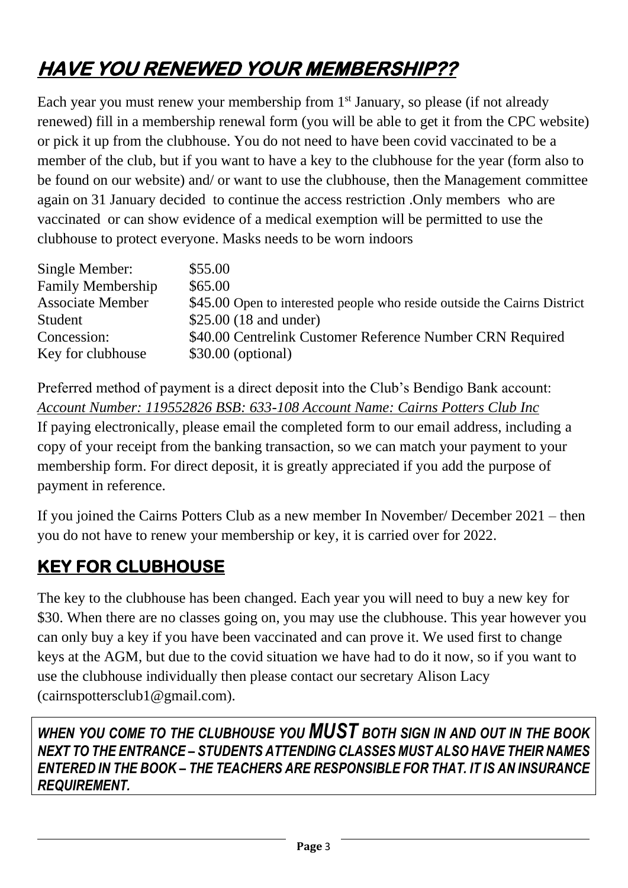# ***HAVE YOU RENEWED YOUR MEMBERSHIP??***

Each year you must renew your membership from 1st January, so please (if not already renewed) fill in a membership renewal form (you will be able to get it from the CPC website) or pick it up from the clubhouse. You do not need to have been covid vaccinated to be a member of the club, but if you want to have a key to the clubhouse for the year (form also to be found on our website) and/ or want to use the clubhouse, then the Management committee again on 31 January decided to continue the access restriction .Only members who are vaccinated or can show evidence of a medical exemption will be permitted to use the clubhouse to protect everyone. Masks needs to be worn indoors

| | |
|---|---|
| Single Member: | $55.00 |
| Family Membership | $65.00 |
| Associate Member | $45.00 Open to interested people who reside outside the Cairns District |
| Student | $25.00 (18 and under) |
| Concession: | $40.00 Centrelink Customer Reference Number CRN Required |
| Key for clubhouse | $30.00 (optional) |

Preferred method of payment is a direct deposit into the Club's Bendigo Bank account: *Account Number: 119552826 BSB: 633-108 Account Name: Cairns Potters Club Inc*
If paying electronically, please email the completed form to our email address, including a copy of your receipt from the banking transaction, so we can match your payment to your membership form. For direct deposit, it is greatly appreciated if you add the purpose of payment in reference.

If you joined the Cairns Potters Club as a new member In November/ December 2021 – then you do not have to renew your membership or key, it is carried over for 2022.

## **KEY FOR CLUBHOUSE**

The key to the clubhouse has been changed. Each year you will need to buy a new key for $30. When there are no classes going on, you may use the clubhouse. This year however you can only buy a key if you have been vaccinated and can prove it. We used first to change keys at the AGM, but due to the covid situation we have had to do it now, so if you want to use the clubhouse individually then please contact our secretary Alison Lacy (cairnspottersclub1@gmail.com).

***WHEN YOU COME TO THE CLUBHOUSE YOU MUST BOTH SIGN IN AND OUT IN THE BOOK NEXT TO THE ENTRANCE – STUDENTS ATTENDING CLASSES MUST ALSO HAVE THEIR NAMES ENTERED IN THE BOOK – THE TEACHERS ARE RESPONSIBLE FOR THAT. IT IS AN INSURANCE REQUIREMENT.***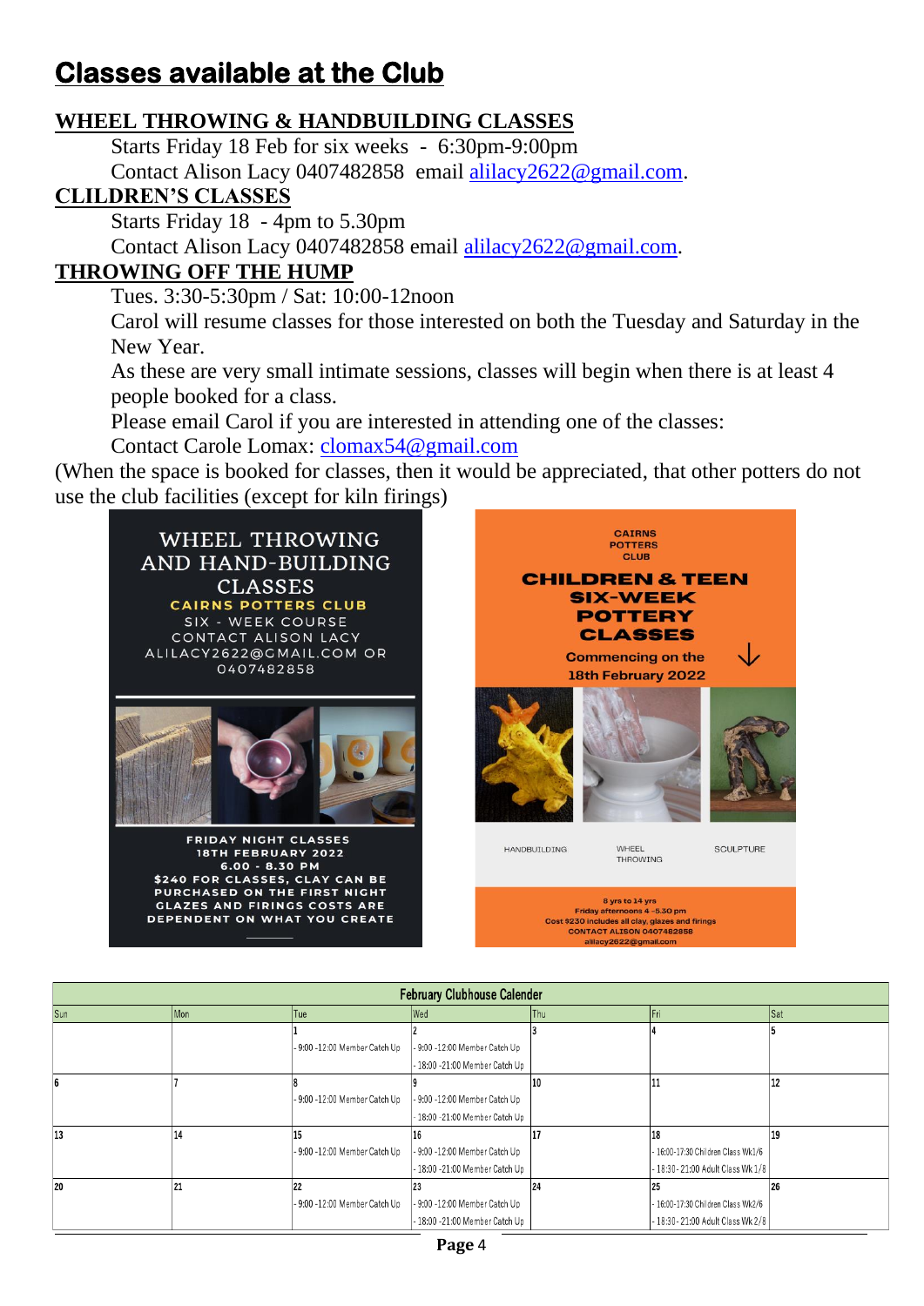# Classes available at the Club

## WHEEL THROWING & HANDBUILDING CLASSES

Starts Friday 18 Feb for six weeks - 6:30pm-9:00pm

Contact Alison Lacy 0407482858 email alilacy2622@gmail.com.

## CLILDREN'S CLASSES

Starts Friday 18 - 4pm to 5.30pm

Contact Alison Lacy 0407482858 email alilacy2622@gmail.com.

## THROWING OFF THE HUMP

Tues. 3:30-5:30pm / Sat: 10:00-12noon

Carol will resume classes for those interested on both the Tuesday and Saturday in the New Year.

As these are very small intimate sessions, classes will begin when there is at least 4 people booked for a class.

Please email Carol if you are interested in attending one of the classes:

Contact Carole Lomax: clomax54@gmail.com

(When the space is booked for classes, then it would be appreciated, that other potters do not use the club facilities (except for kiln firings)

WHEEL THROWING AND HAND-BUILDING CLASSES
CAIRNS POTTERS CLUB
SIX - WEEK COURSE
CONTACT ALISON LACY
ALILACY2622@GMAIL.COM OR 0407482858

FRIDAY NIGHT CLASSES
18TH FEBRUARY 2022
6.00 - 8.30 PM
$240 FOR CLASSES, CLAY CAN BE PURCHASED ON THE FIRST NIGHT
GLAZES AND FIRINGS COSTS ARE DEPENDENT ON WHAT YOU CREATE

CAIRNS POTTERS CLUB
CHILDREN & TEEN SIX-WEEK POTTERY CLASSES
Commencing on the 18th February 2022

HANDBUILDING | WHEEL THROWING | SCULPTURE

8 yrs to 14 yrs
Friday afternoons 4 -5.30 pm
Cost $230 includes all clay, glazes and firings
CONTACT ALISON 0407482858
alilacy2622@gmail.com

**February Clubhouse Calender**

| Sun | Mon | Tue | Wed | Thu | Fri | Sat |
|---|---|---|---|---|---|---|
| | | 1<br>- 9:00 -12:00 Member Catch Up | 2<br>- 9:00 -12:00 Member Catch Up<br>- 18:00 -21:00 Member Catch Up | 3 | 4 | 5 |
| 6 | 7 | 8<br>- 9:00 -12:00 Member Catch Up | 9<br>- 9:00 -12:00 Member Catch Up<br>- 18:00 -21:00 Member Catch Up | 10 | 11 | 12 |
| 13 | 14 | 15<br>- 9:00 -12:00 Member Catch Up | 16<br>- 9:00 -12:00 Member Catch Up<br>- 18:00 -21:00 Member Catch Up | 17 | 18<br>- 16:00-17:30 Children Class Wk1/6<br>- 18:30-21:00 Adult Class Wk 1/8 | 19 |
| 20 | 21 | 22<br>- 9:00 -12:00 Member Catch Up | 23<br>- 9:00 -12:00 Member Catch Up<br>- 18:00 -21:00 Member Catch Up | 24 | 25<br>- 16:00-17:30 Children Class Wk2/6<br>- 18:30-21:00 Adult Class Wk 2/8 | 26 |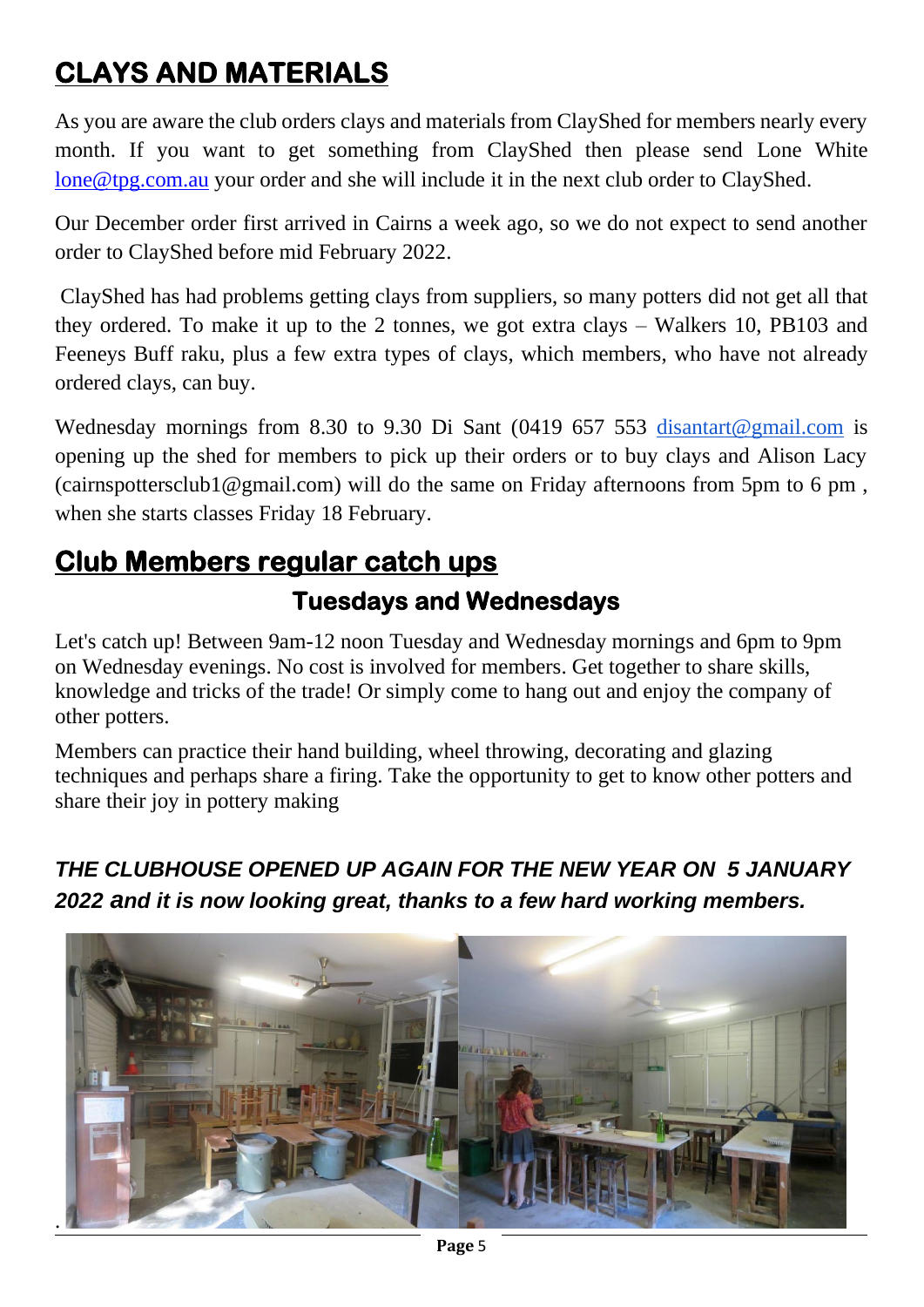# CLAYS AND MATERIALS

As you are aware the club orders clays and materials from ClayShed for members nearly every month. If you want to get something from ClayShed then please send Lone White lone@tpg.com.au your order and she will include it in the next club order to ClayShed.

Our December order first arrived in Cairns a week ago, so we do not expect to send another order to ClayShed before mid February 2022.

ClayShed has had problems getting clays from suppliers, so many potters did not get all that they ordered. To make it up to the 2 tonnes, we got extra clays – Walkers 10, PB103 and Feeneys Buff raku, plus a few extra types of clays, which members, who have not already ordered clays, can buy.

Wednesday mornings from 8.30 to 9.30 Di Sant (0419 657 553 disantart@gmail.com is opening up the shed for members to pick up their orders or to buy clays and Alison Lacy (cairnspottersclub1@gmail.com) will do the same on Friday afternoons from 5pm to 6 pm , when she starts classes Friday 18 February.

# Club Members regular catch ups

## Tuesdays and Wednesdays

Let's catch up! Between 9am-12 noon Tuesday and Wednesday mornings and 6pm to 9pm on Wednesday evenings. No cost is involved for members. Get together to share skills, knowledge and tricks of the trade! Or simply come to hang out and enjoy the company of other potters.

Members can practice their hand building, wheel throwing, decorating and glazing techniques and perhaps share a firing. Take the opportunity to get to know other potters and share their joy in pottery making

***THE CLUBHOUSE OPENED UP AGAIN FOR THE NEW YEAR ON 5 JANUARY 2022 and it is now looking great, thanks to a few hard working members.***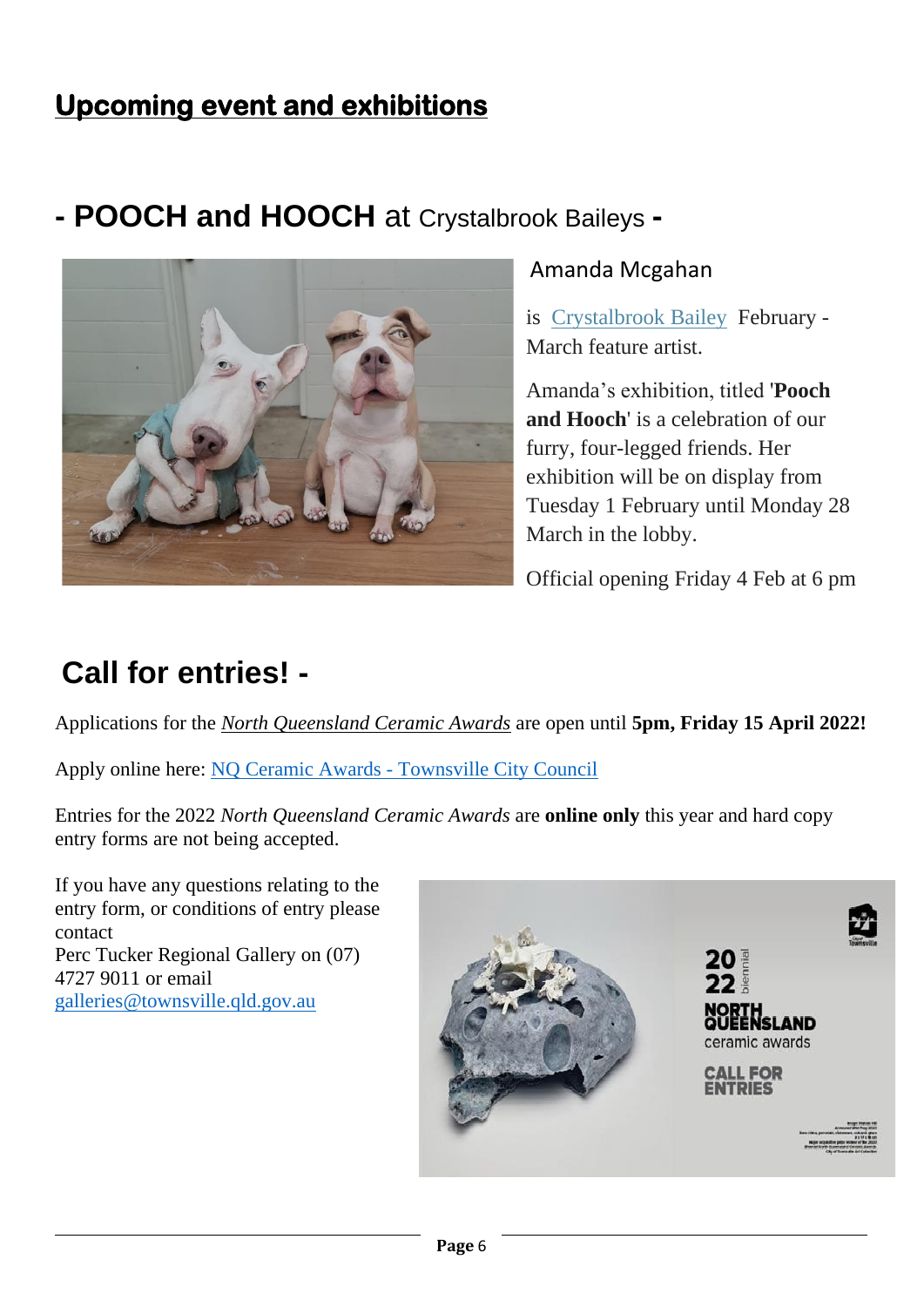# Upcoming event and exhibitions

## - POOCH and HOOCH at Crystalbrook Baileys -

Amanda Mcgahan

is Crystalbrook Bailey February - March feature artist.

Amanda's exhibition, titled '**Pooch and Hooch**' is a celebration of our furry, four-legged friends. Her exhibition will be on display from Tuesday 1 February until Monday 28 March in the lobby.

Official opening Friday 4 Feb at 6 pm

## Call for entries! -

Applications for the *North Queensland Ceramic Awards* are open until **5pm, Friday 15 April 2022!**

Apply online here: NQ Ceramic Awards - Townsville City Council

Entries for the 2022 *North Queensland Ceramic Awards* are **online only** this year and hard copy entry forms are not being accepted.

If you have any questions relating to the entry form, or conditions of entry please contact
Perc Tucker Regional Gallery on (07) 4727 9011 or email galleries@townsville.qld.gov.au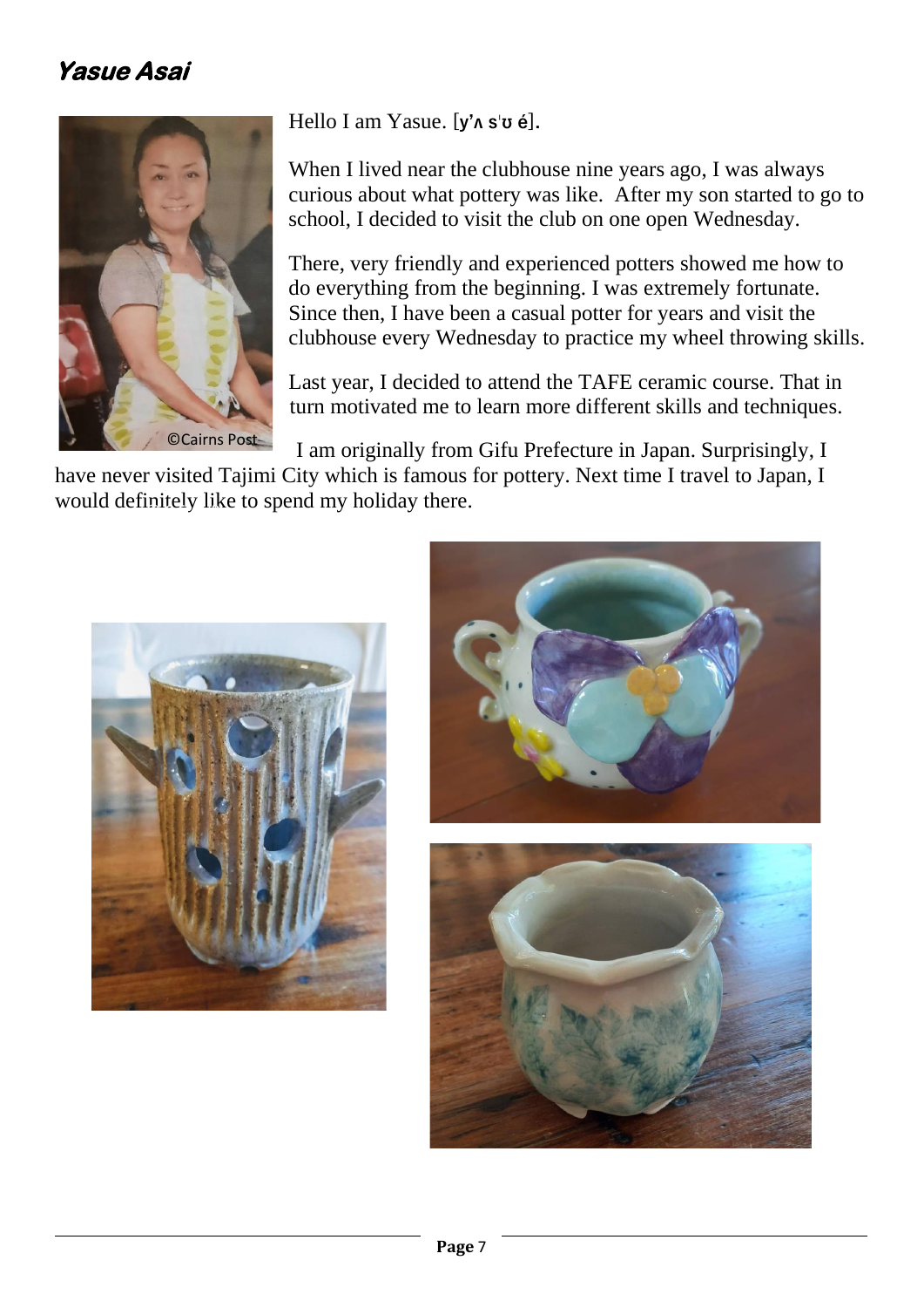## *Yasue Asai*

©Cairns Post

Hello I am Yasue. [**y'ʌ s'ʊ é**].

When I lived near the clubhouse nine years ago, I was always curious about what pottery was like. After my son started to go to school, I decided to visit the club on one open Wednesday.

There, very friendly and experienced potters showed me how to do everything from the beginning. I was extremely fortunate. Since then, I have been a casual potter for years and visit the clubhouse every Wednesday to practice my wheel throwing skills.

Last year, I decided to attend the TAFE ceramic course. That in turn motivated me to learn more different skills and techniques.

I am originally from Gifu Prefecture in Japan. Surprisingly, I have never visited Tajimi City which is famous for pottery. Next time I travel to Japan, I would definitely like to spend my holiday there.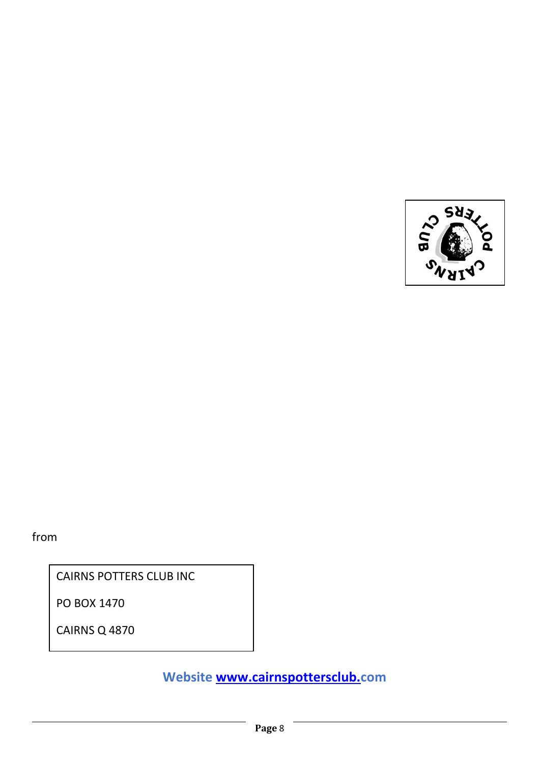from

CAIRNS POTTERS CLUB INC

PO BOX 1470

CAIRNS Q 4870

**Website [www.cairnspottersclub.com](http://www.cairnspottersclub.com)**